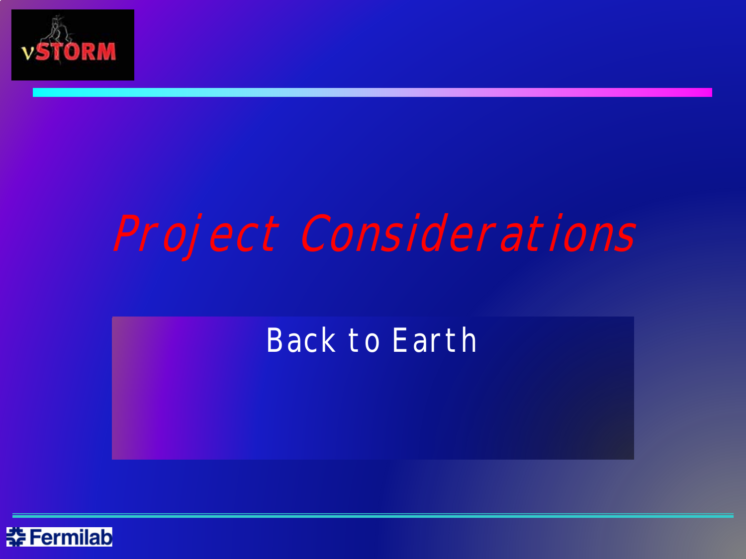# *Project Considerations*

Back to Earth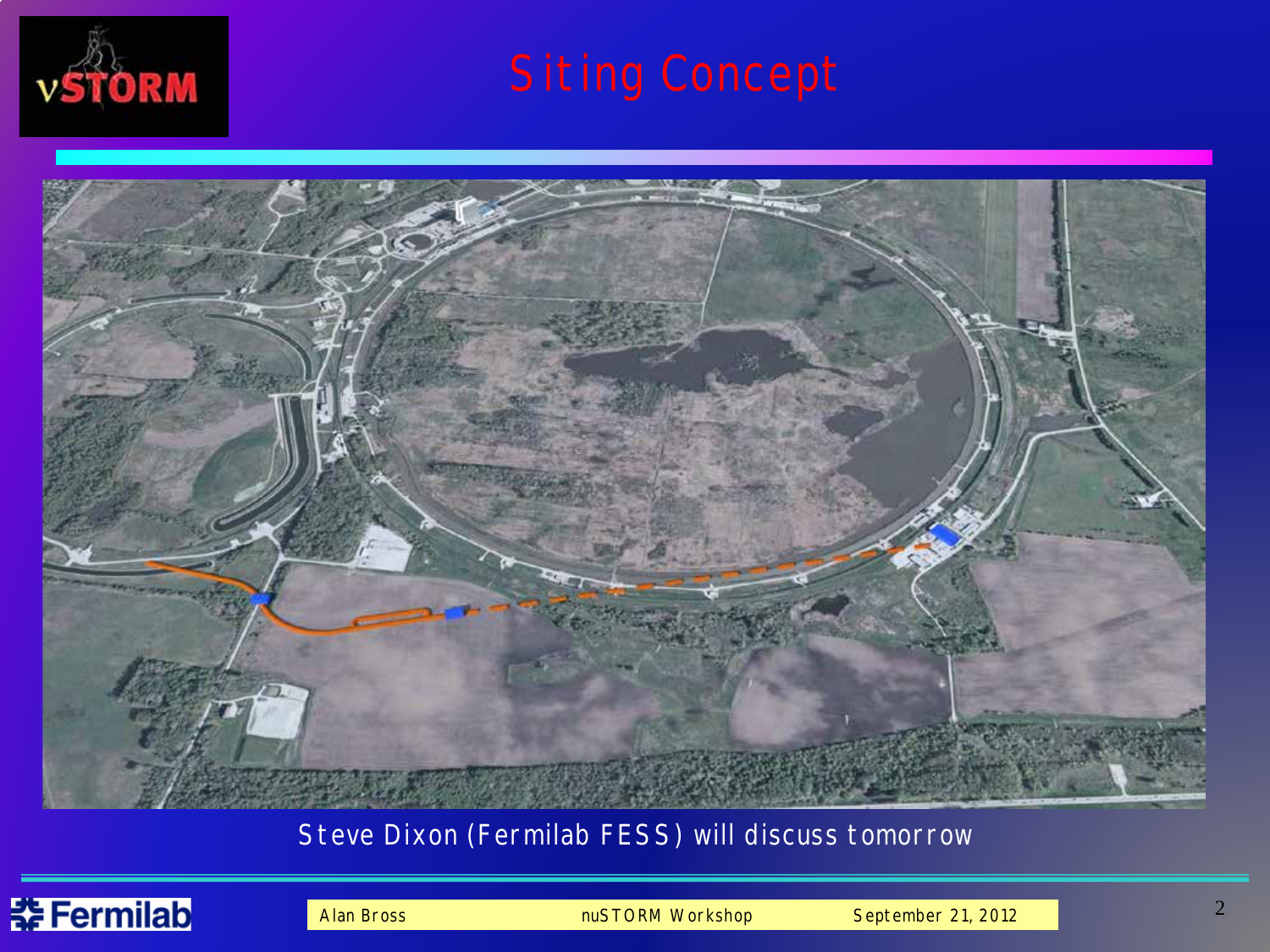# Siting Concept

Steve Dixon (Fermilab FESS) will discuss tomorrow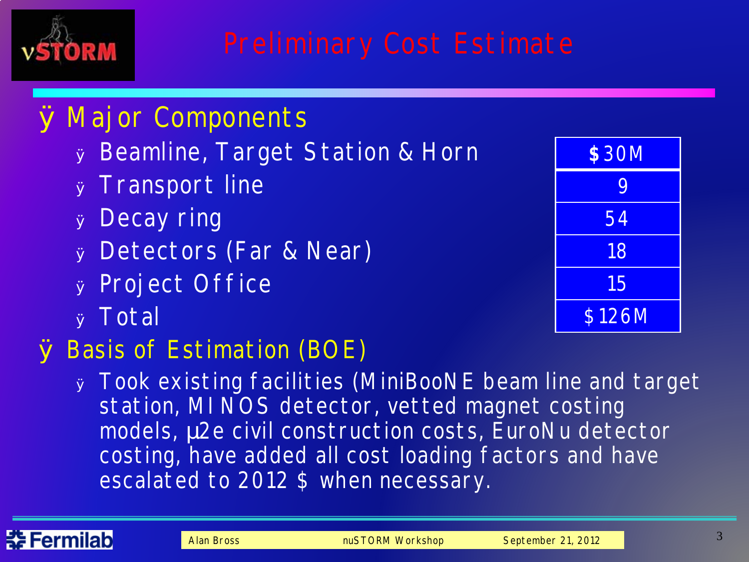# Preliminary Cost Estimate

- Major Components

| Component | Cost |
|---|---|
| Beamline, Target Station & Horn | $30M |
| Transport line | 9 |
| Decay ring | 54 |
| Detectors (Far & Near) | 18 |
| Project Office | 15 |
| Total | $126M |

- Basis of Estimation (BOE)
  - Took existing facilities (MiniBooNE beam line and target station, MINOS detector, vetted magnet costing models, μ2e civil construction costs, EuroNu detector costing, have added all cost loading factors and have escalated to 2012 $ when necessary.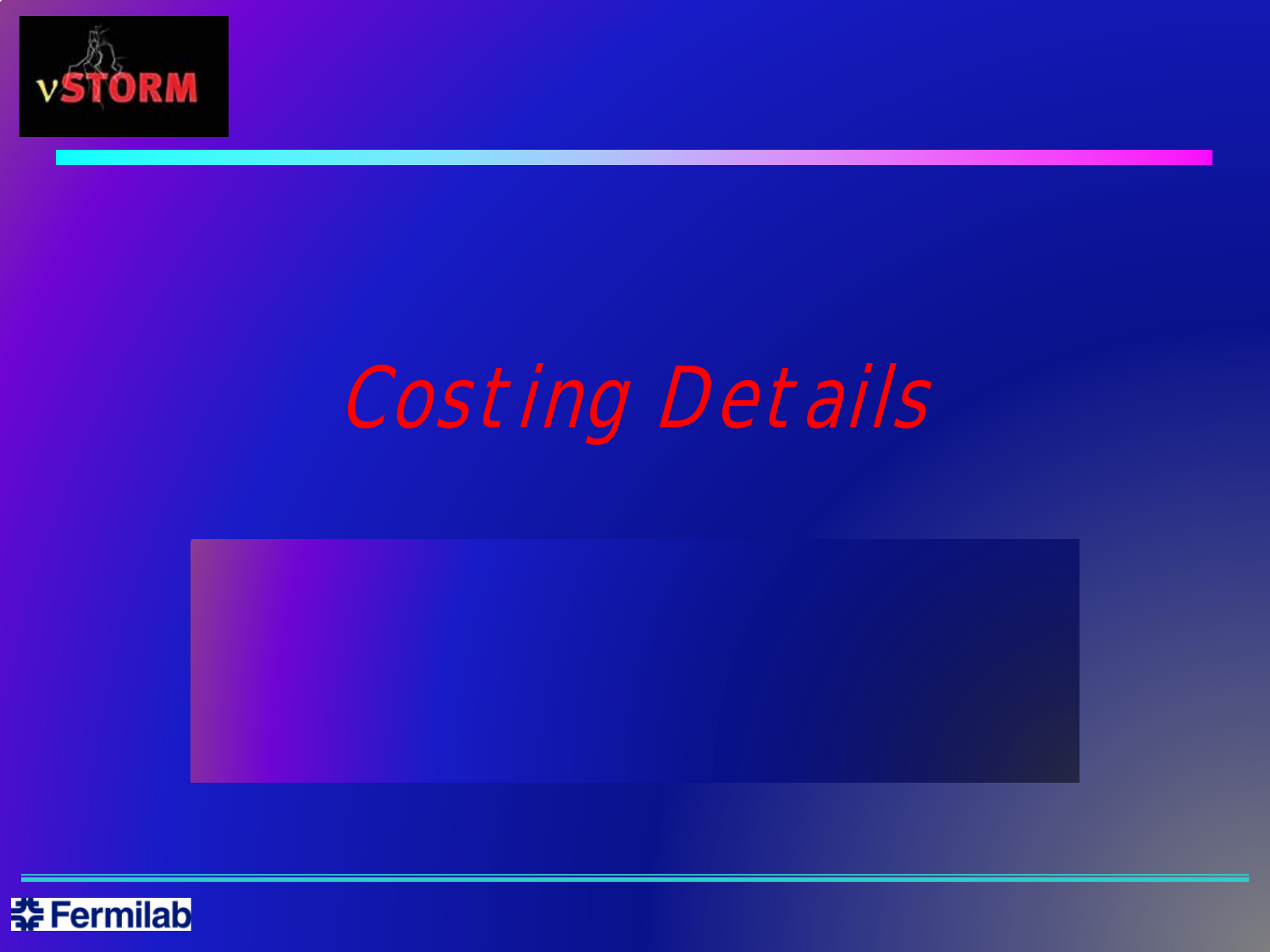# *Costing Details*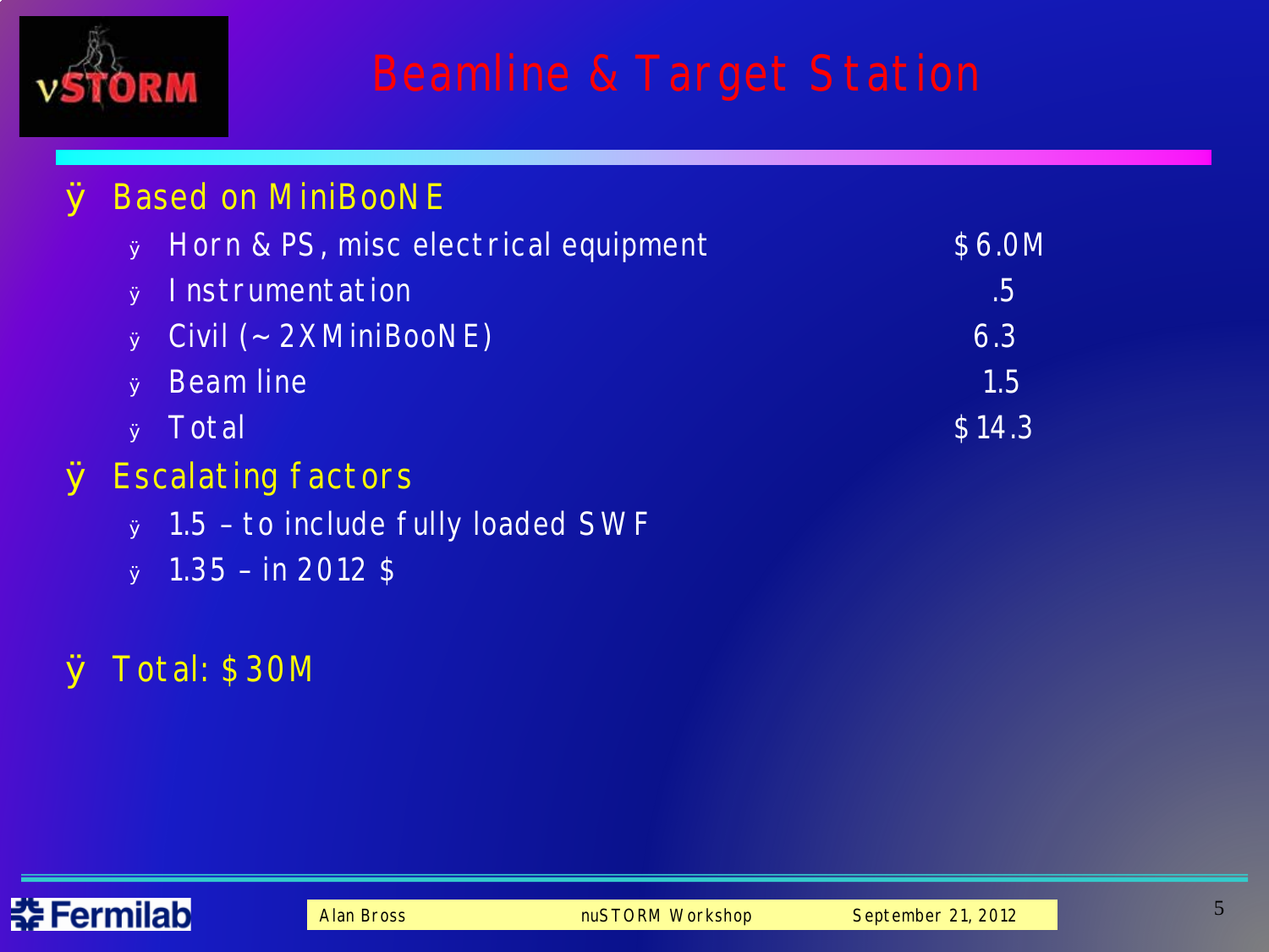# Beamline & Target Station

- Based on MiniBooNE
  - Horn & PS, misc electrical equipment $6.0M
  - Instrumentation .5
  - Civil (~2X MiniBooNE) 6.3
  - Beam line 1.5
  - Total $14.3
- Escalating factors
  - 1.5 – to include fully loaded SWF
  - 1.35 – in 2012 $
- Total: $30M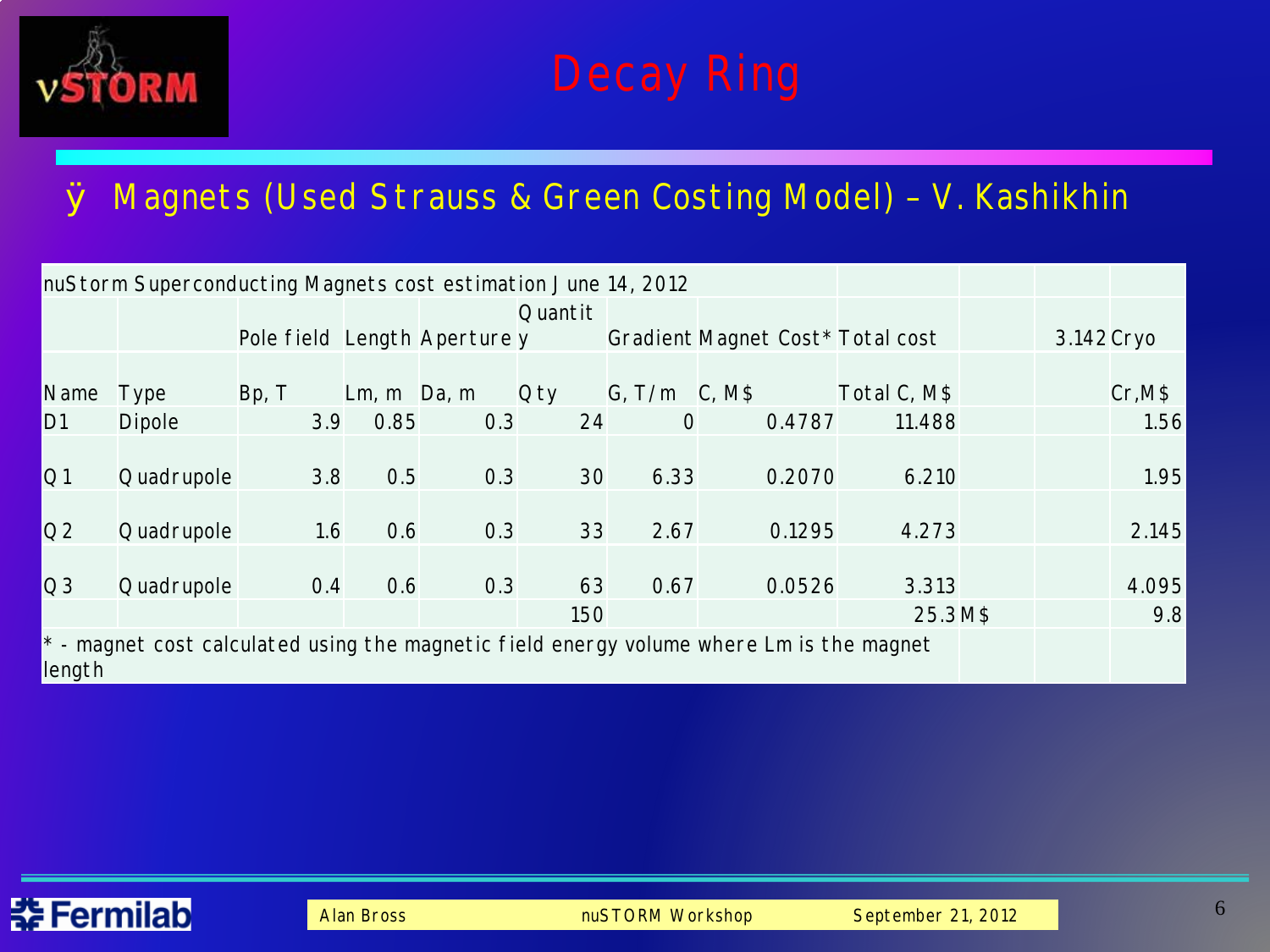# Decay Ring

- Magnets (Used Strauss & Green Costing Model) – V. Kashikhin

| nuStorm Superconducting Magnets cost estimation June 14, 2012 | | | | | | | | | | | |
|---|---|---|---|---|---|---|---|---|---|---|---|
| | | Pole field | Length | Aperture | Quantity | Gradient | Magnet Cost* | Total cost | | 3.142 | Cryo |
| Name | Type | Bp, T | Lm, m | Da, m | Qty | G, T/m | C, M$ | Total C, M$ | | | Cr,M$ |
| D1 | Dipole | 3.9 | 0.85 | 0.3 | 24 | 0 | 0.4787 | 11.488 | | | 1.56 |
| Q1 | Quadrupole | 3.8 | 0.5 | 0.3 | 30 | 6.33 | 0.2070 | 6.210 | | | 1.95 |
| Q2 | Quadrupole | 1.6 | 0.6 | 0.3 | 33 | 2.67 | 0.1295 | 4.273 | | | 2.145 |
| Q3 | Quadrupole | 0.4 | 0.6 | 0.3 | 63 | 0.67 | 0.0526 | 3.313 | | | 4.095 |
| | | | | | 150 | | | 25.3 | M$ | | 9.8 |
| * - magnet cost calculated using the magnetic field energy volume where Lm is the magnet length | | | | | | | | | | | |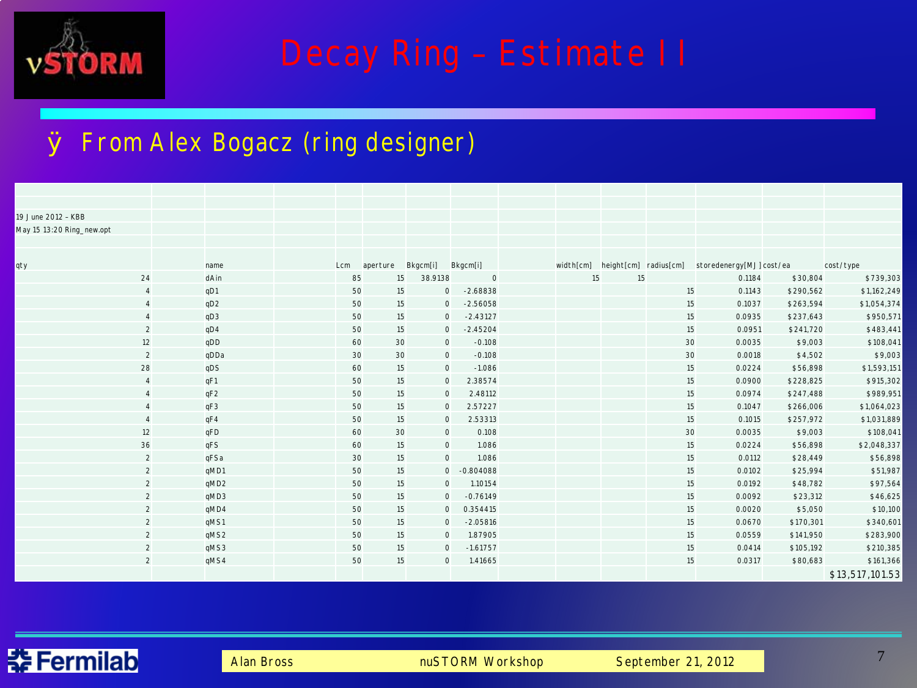# Decay Ring – Estimate II

- From Alex Bogacz (ring designer)

19 June 2012 - KBB

May 15 13:20 Ring_new.opt

| qty | name | Lcm | aperture | Bkgcm[i] | Bkgcm[i] | width[cm] | height[cm] | radius[cm] | storedenergy[MJ] | cost/ea | cost/type |
|---|---|---|---|---|---|---|---|---|---|---|---|
| 24 | dAin | 85 | 15 | 38.9138 | 0 | 15 | 15 | | 0.1184 | $30,804 | $739,303 |
| 4 | qD1 | 50 | 15 | 0 | -2.68838 | | | 15 | 0.1143 | $290,562 | $1,162,249 |
| 4 | qD2 | 50 | 15 | 0 | -2.56058 | | | 15 | 0.1037 | $263,594 | $1,054,374 |
| 4 | qD3 | 50 | 15 | 0 | -2.43127 | | | 15 | 0.0935 | $237,643 | $950,571 |
| 2 | qD4 | 50 | 15 | 0 | -2.45204 | | | 15 | 0.0951 | $241,720 | $483,441 |
| 12 | qDD | 60 | 30 | 0 | -0.108 | | | 30 | 0.0035 | $9,003 | $108,041 |
| 2 | qDDa | 30 | 30 | 0 | -0.108 | | | 30 | 0.0018 | $4,502 | $9,003 |
| 28 | qDS | 60 | 15 | 0 | -1.086 | | | 15 | 0.0224 | $56,898 | $1,593,151 |
| 4 | qF1 | 50 | 15 | 0 | 2.38574 | | | 15 | 0.0900 | $228,825 | $915,302 |
| 4 | qF2 | 50 | 15 | 0 | 2.48112 | | | 15 | 0.0974 | $247,488 | $989,951 |
| 4 | qF3 | 50 | 15 | 0 | 2.57227 | | | 15 | 0.1047 | $266,006 | $1,064,023 |
| 4 | qF4 | 50 | 15 | 0 | 2.53313 | | | 15 | 0.1015 | $257,972 | $1,031,889 |
| 12 | qFD | 60 | 30 | 0 | 0.108 | | | 30 | 0.0035 | $9,003 | $108,041 |
| 36 | qFS | 60 | 15 | 0 | 1.086 | | | 15 | 0.0224 | $56,898 | $2,048,337 |
| 2 | qFSa | 30 | 15 | 0 | 1.086 | | | 15 | 0.0112 | $28,449 | $56,898 |
| 2 | qMD1 | 50 | 15 | 0 | -0.804088 | | | 15 | 0.0102 | $25,994 | $51,987 |
| 2 | qMD2 | 50 | 15 | 0 | 1.10154 | | | 15 | 0.0192 | $48,782 | $97,564 |
| 2 | qMD3 | 50 | 15 | 0 | -0.76149 | | | 15 | 0.0092 | $23,312 | $46,625 |
| 2 | qMD4 | 50 | 15 | 0 | 0.354415 | | | 15 | 0.0020 | $5,050 | $10,100 |
| 2 | qMS1 | 50 | 15 | 0 | -2.05816 | | | 15 | 0.0670 | $170,301 | $340,601 |
| 2 | qMS2 | 50 | 15 | 0 | 1.87905 | | | 15 | 0.0559 | $141,950 | $283,900 |
| 2 | qMS3 | 50 | 15 | 0 | -1.61757 | | | 15 | 0.0414 | $105,192 | $210,385 |
| 2 | qMS4 | 50 | 15 | 0 | 1.41665 | | | 15 | 0.0317 | $80,683 | $161,366 |
| | | | | | | | | | | | $13,517,101.53 |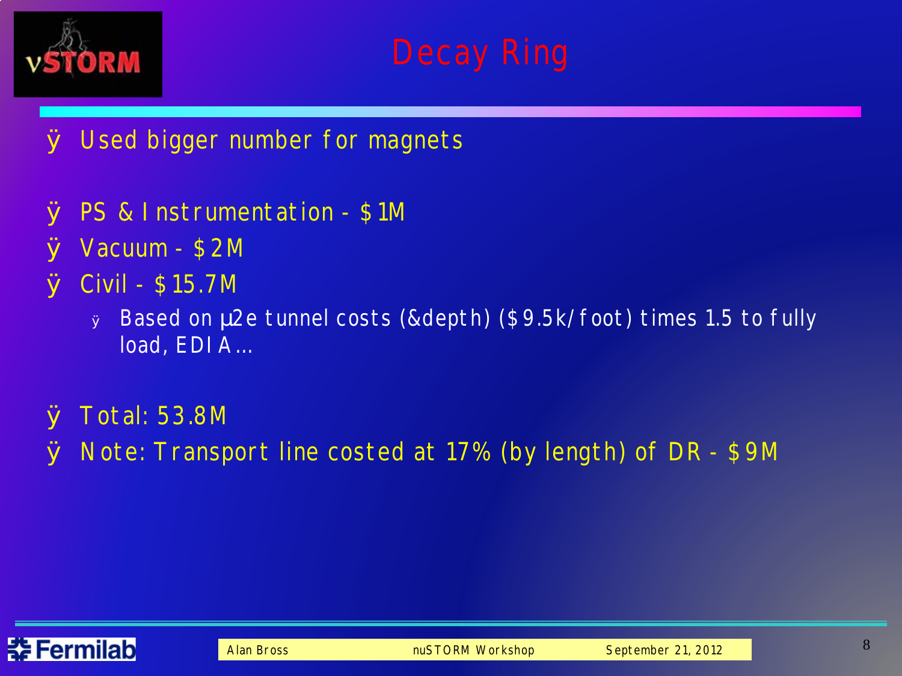# Decay Ring

- Used bigger number for magnets
- PS & Instrumentation - $1M
- Vacuum - $2M
- Civil - $15.7M
  - Based on μ2e tunnel costs (&depth) ($9.5k/foot) times 1.5 to fully load, EDIA…
- Total: 53.8M
- Note: Transport line costed at 17% (by length) of DR - $9M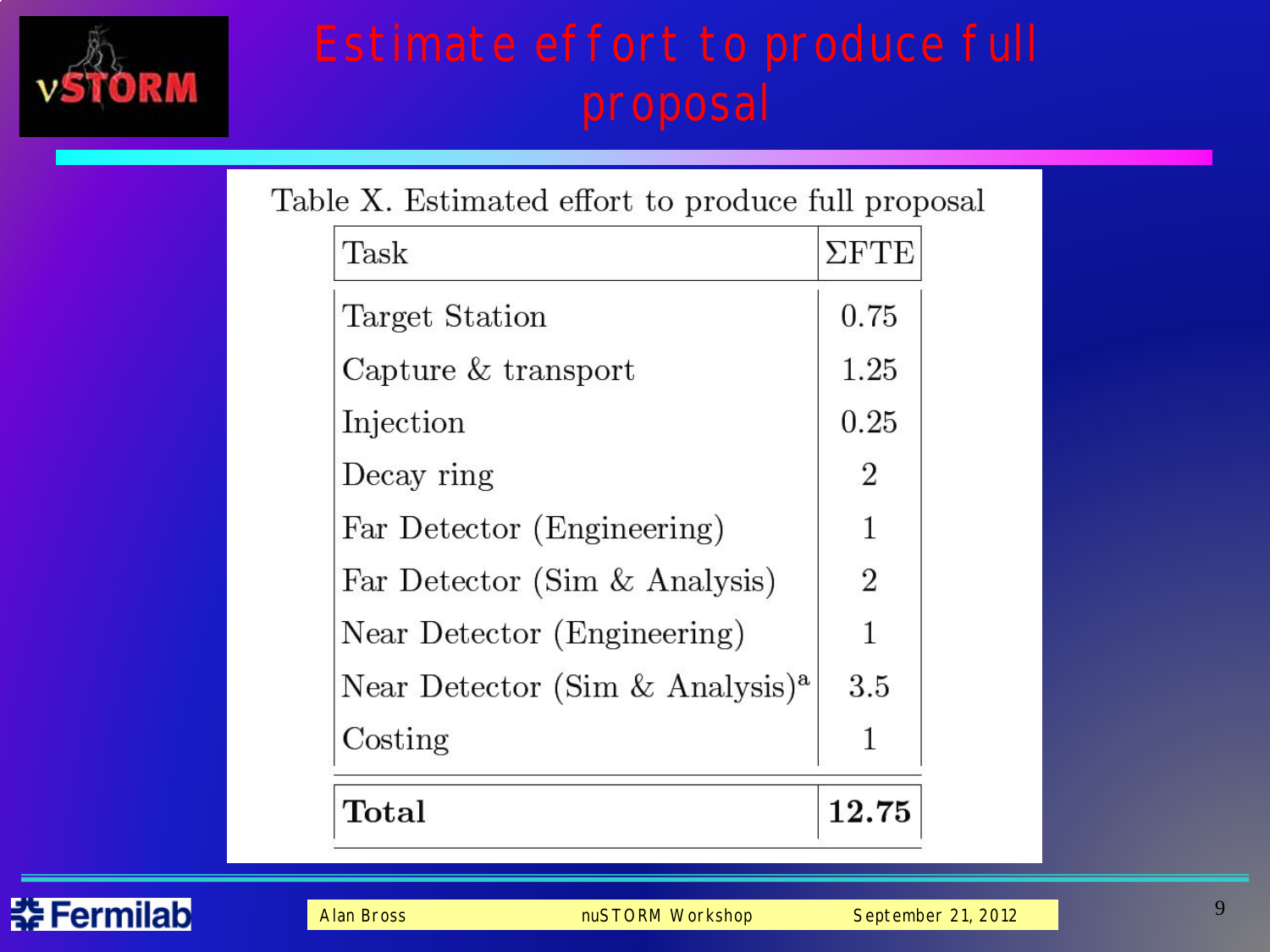# Estimate effort to produce full proposal

Table X. Estimated effort to produce full proposal

| Task | ΣFTE |
| --- | --- |
| Target Station | 0.75 |
| Capture & transport | 1.25 |
| Injection | 0.25 |
| Decay ring | 2 |
| Far Detector (Engineering) | 1 |
| Far Detector (Sim & Analysis) | 2 |
| Near Detector (Engineering) | 1 |
| Near Detector (Sim & Analysis)[a] | 3.5 |
| Costing | 1 |
| **Total** | **12.75** |